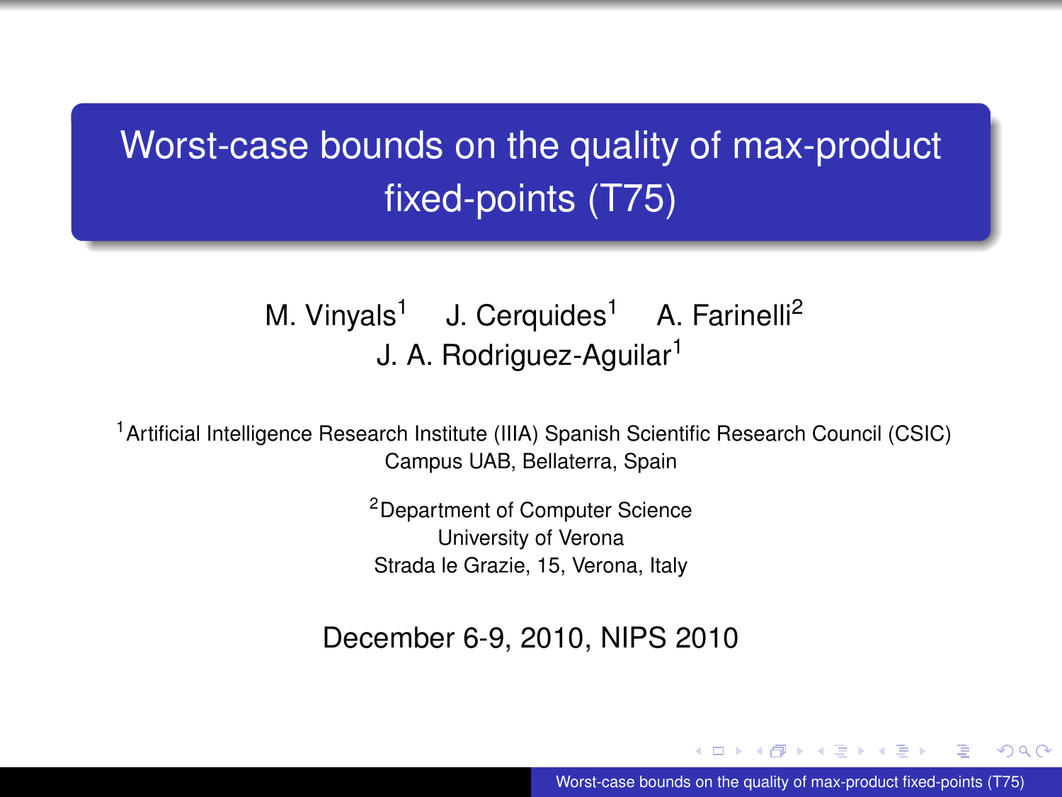# Worst-case bounds on the quality of max-product fixed-points (T75)

M. Vinyals[1] J. Cerquides[1] A. Farinelli[2]
J. A. Rodriguez-Aguilar[1]

[1]Artificial Intelligence Research Institute (IIIA) Spanish Scientific Research Council (CSIC)
Campus UAB, Bellaterra, Spain

[2]Department of Computer Science
University of Verona
Strada le Grazie, 15, Verona, Italy

December 6-9, 2010, NIPS 2010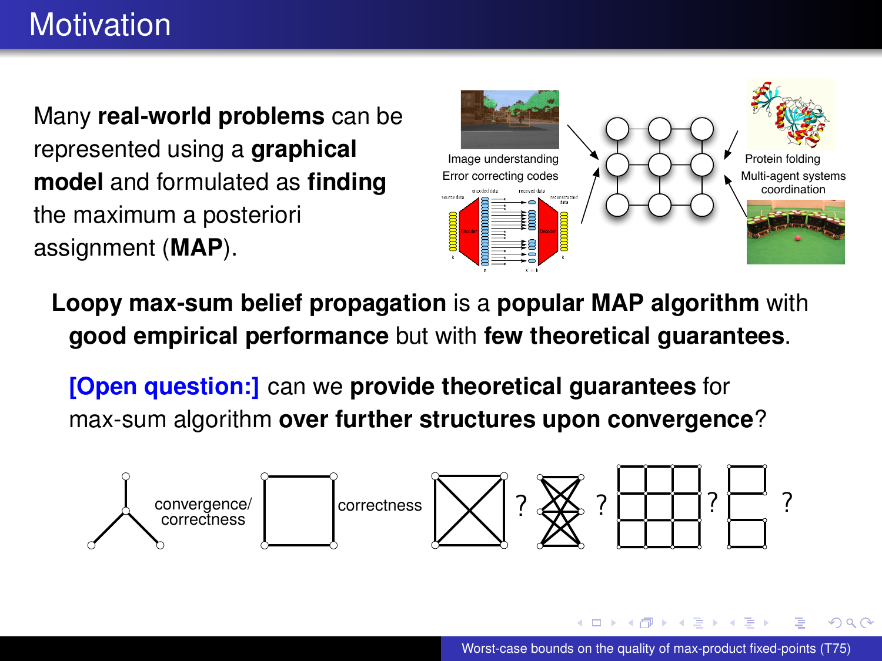# Motivation

Many **real-world problems** can be represented using a **graphical model** and formulated as **finding** the maximum a posteriori assignment (**MAP**).

Image understanding
Error correcting codes

Protein folding
Multi-agent systems coordination

**Loopy max-sum belief propagation** is a **popular MAP algorithm** with **good empirical performance** but with **few theoretical guarantees**.

**[Open question:]** can we **provide theoretical guarantees** for max-sum algorithm **over further structures upon convergence**?

convergence/ correctness — correctness — ? — ? — ? — ?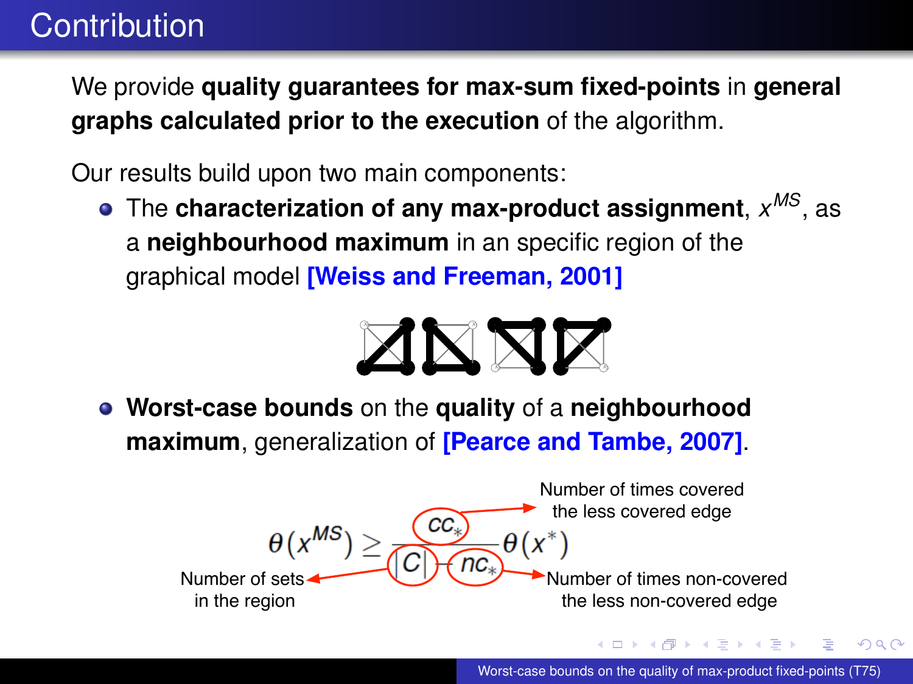# Contribution

We provide **quality guarantees for max-sum fixed-points** in **general graphs calculated prior to the execution** of the algorithm.

Our results build upon two main components:

- The **characterization of any max-product assignment**, $x^{MS}$, as a **neighbourhood maximum** in an specific region of the graphical model **[Weiss and Freeman, 2001]**

- **Worst-case bounds** on the **quality** of a **neighbourhood maximum**, generalization of **[Pearce and Tambe, 2007]**.

$$\theta(x^{MS}) \geq \frac{cc_*}{|C| - nc_*}\theta(x^*)$$

- $cc_*$: Number of times covered the less covered edge
- $|C|$: Number of sets in the region
- $nc_*$: Number of times non-covered the less non-covered edge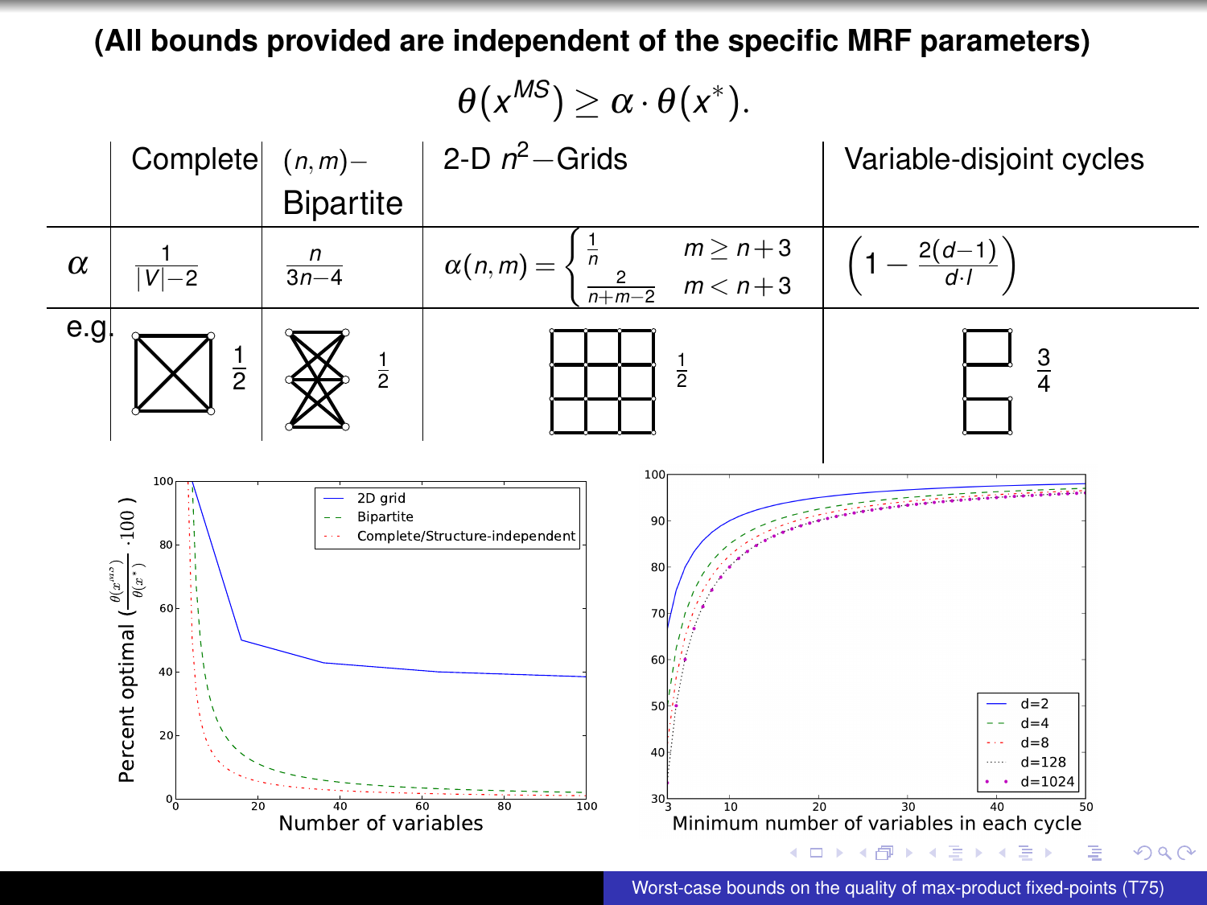**(All bounds provided are independent of the specific MRF parameters)**

$$\theta(x^{MS}) \geq \alpha \cdot \theta(x^*).$$

| | Complete | $(n,m)-$ Bipartite | 2-D $n^2-$Grids | Variable-disjoint cycles |
|---|---|---|---|---|
| $\alpha$ | $\frac{1}{\lvert V\rvert-2}$ | $\frac{n}{3n-4}$ | $\alpha(n,m) = \begin{cases} \frac{1}{n} & m \geq n+3 \\ \frac{2}{n+m-2} & m < n+3 \end{cases}$ | $\left(1 - \frac{2(d-1)}{d \cdot l}\right)$ |
| e.g. | $\frac{1}{2}$ | $\frac{1}{2}$ | $\frac{1}{2}$ | $\frac{3}{4}$ |

Percent optimal $\left(\frac{\theta(x^{ms})}{\theta(x^*)} \cdot 100\right)$

Number of variables

2D grid
Bipartite
Complete/Structure-independent

0, 20, 40, 60, 80, 100

Minimum number of variables in each cycle

d=2
d=4
d=8
d=128
d=1024

30, 40, 50, 60, 70, 80, 90, 100

3, 10, 20, 30, 40, 50